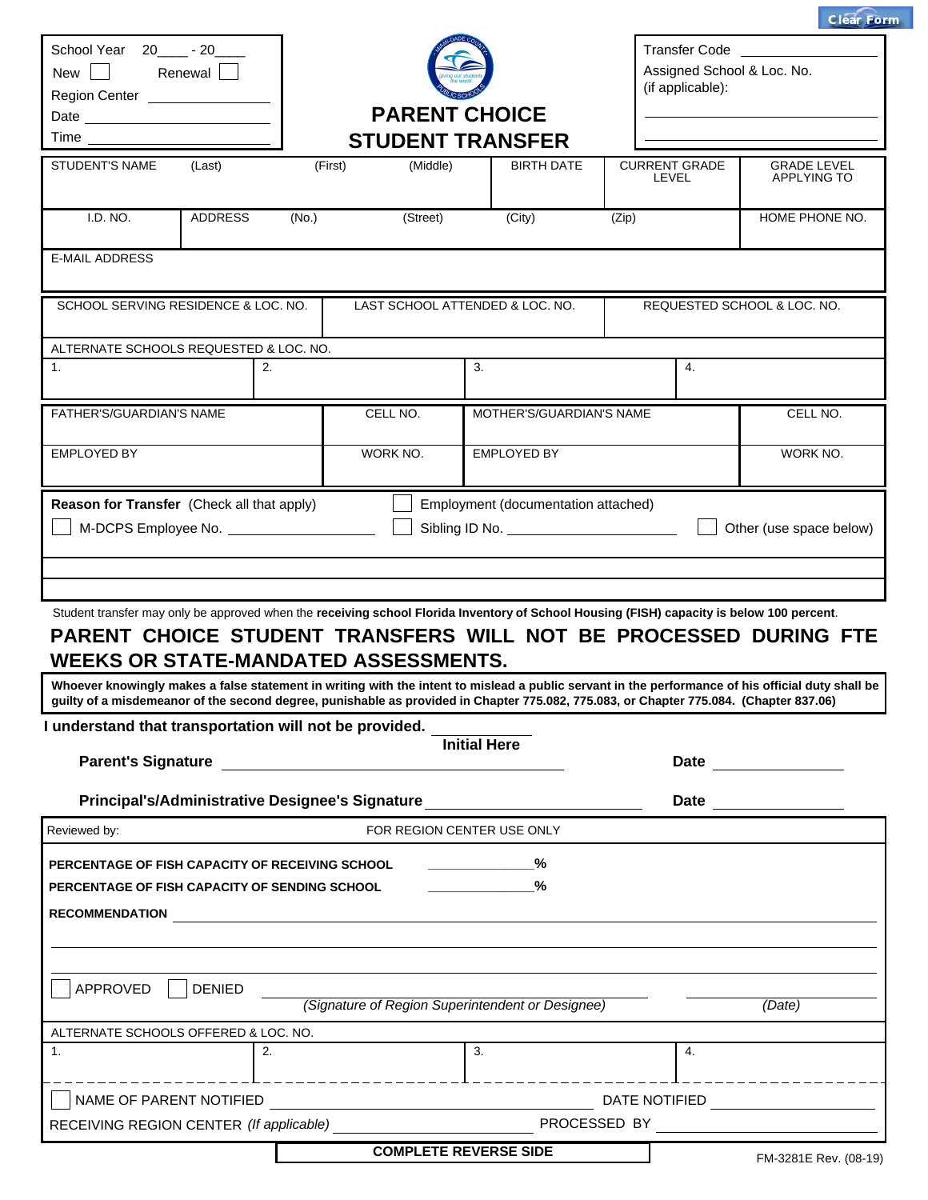Clear Form

School Year 20____ - 20____
New ☐ Renewal ☐
Region Center ____________
Date ____________
Time ____________

# PARENT CHOICE STUDENT TRANSFER

Transfer Code ____________
Assigned School & Loc. No. (if applicable): ____________

| STUDENT'S NAME (Last) (First) (Middle) | BIRTH DATE | CURRENT GRADE LEVEL | GRADE LEVEL APPLYING TO |
|---|---|---|---|
| | | | |

| I.D. NO. | ADDRESS (No.) (Street) (City) (Zip) | HOME PHONE NO. |
|---|---|---|
| | | |

| E-MAIL ADDRESS |
|---|
| |

| SCHOOL SERVING RESIDENCE & LOC. NO. | LAST SCHOOL ATTENDED & LOC. NO. | REQUESTED SCHOOL & LOC. NO. |
|---|---|---|
| | | |

ALTERNATE SCHOOLS REQUESTED & LOC. NO.

| 1. | 2. | 3. | 4. |
|---|---|---|---|
| | | | |

| FATHER'S/GUARDIAN'S NAME | CELL NO. | MOTHER'S/GUARDIAN'S NAME | CELL NO. |
|---|---|---|---|
| | | | |
| EMPLOYED BY | WORK NO. | EMPLOYED BY | WORK NO. |
| | | | |

**Reason for Transfer** (Check all that apply) ☐ Employment (documentation attached)
☐ M-DCPS Employee No. ____________ ☐ Sibling ID No. ____________ ☐ Other (use space below)

Student transfer may only be approved when the **receiving school Florida Inventory of School Housing (FISH) capacity is below 100 percent**.

## PARENT CHOICE STUDENT TRANSFERS WILL NOT BE PROCESSED DURING FTE WEEKS OR STATE-MANDATED ASSESSMENTS.

**Whoever knowingly makes a false statement in writing with the intent to mislead a public servant in the performance of his official duty shall be guilty of a misdemeanor of the second degree, punishable as provided in Chapter 775.082, 775.083, or Chapter 775.084. (Chapter 837.06)**

**I understand that transportation will not be provided.** ____________ **Initial Here**

**Parent's Signature** ______________________ **Date** ____________

**Principal's/Administrative Designee's Signature** ______________________ **Date** ____________

Reviewed by: FOR REGION CENTER USE ONLY

**PERCENTAGE OF FISH CAPACITY OF RECEIVING SCHOOL** ____________**%**
**PERCENTAGE OF FISH CAPACITY OF SENDING SCHOOL** ____________**%**

**RECOMMENDATION** ______________________

☐ APPROVED ☐ DENIED ______________________ ____________
*(Signature of Region Superintendent or Designee)* *(Date)*

ALTERNATE SCHOOLS OFFERED & LOC. NO.

| 1. | 2. | 3. | 4. |
|---|---|---|---|
| | | | |

☐ NAME OF PARENT NOTIFIED ______________________ DATE NOTIFIED ____________
RECEIVING REGION CENTER *(If applicable)* ______________________ PROCESSED BY ____________

**COMPLETE REVERSE SIDE**

FM-3281E Rev. (08-19)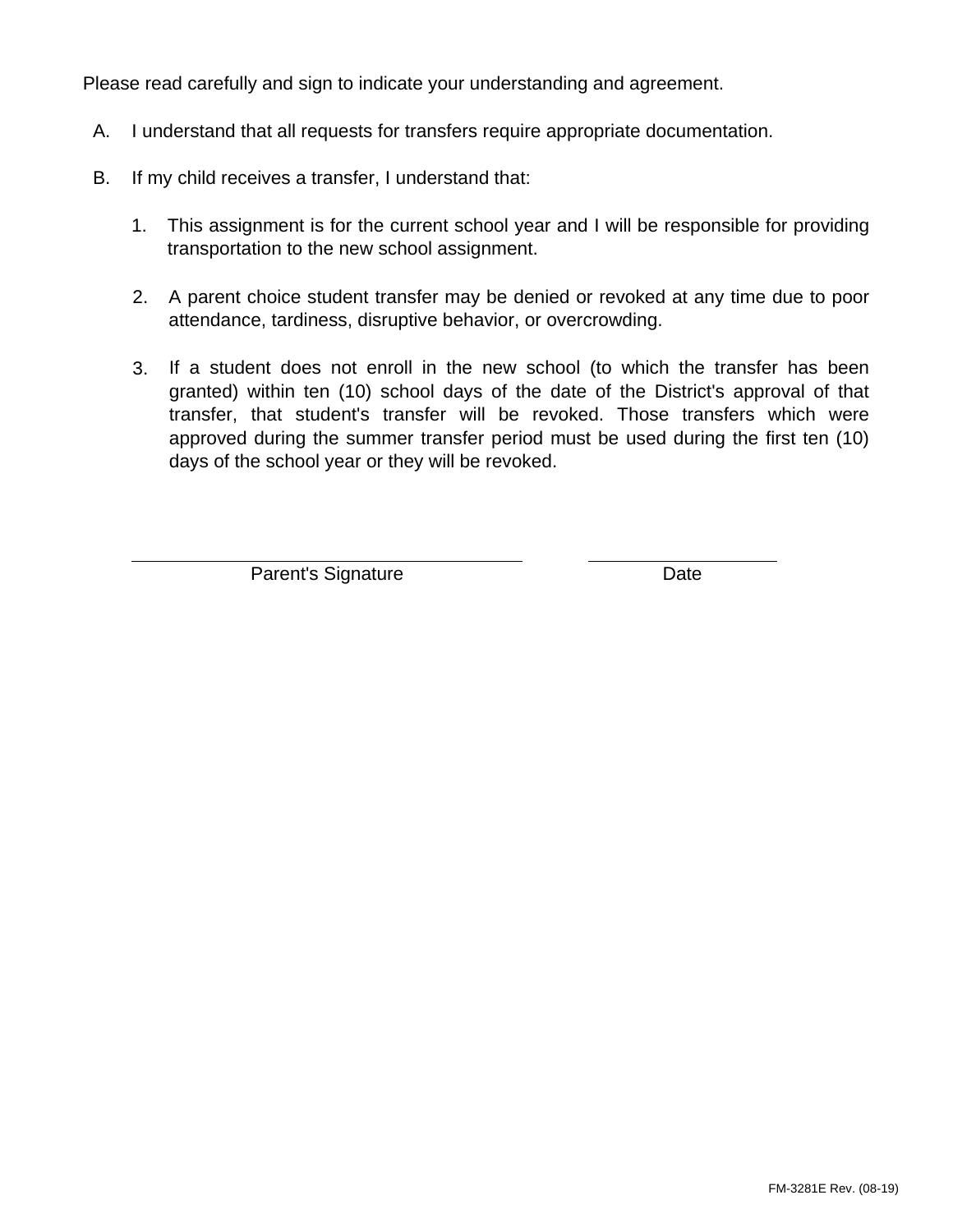Please read carefully and sign to indicate your understanding and agreement.

A. I understand that all requests for transfers require appropriate documentation.

B. If my child receives a transfer, I understand that:

   1. This assignment is for the current school year and I will be responsible for providing transportation to the new school assignment.

   2. A parent choice student transfer may be denied or revoked at any time due to poor attendance, tardiness, disruptive behavior, or overcrowding.

   3. If a student does not enroll in the new school (to which the transfer has been granted) within ten (10) school days of the date of the District's approval of that transfer, that student's transfer will be revoked. Those transfers which were approved during the summer transfer period must be used during the first ten (10) days of the school year or they will be revoked.

_______________________________ Parent's Signature

_______________ Date

FM-3281E Rev. (08-19)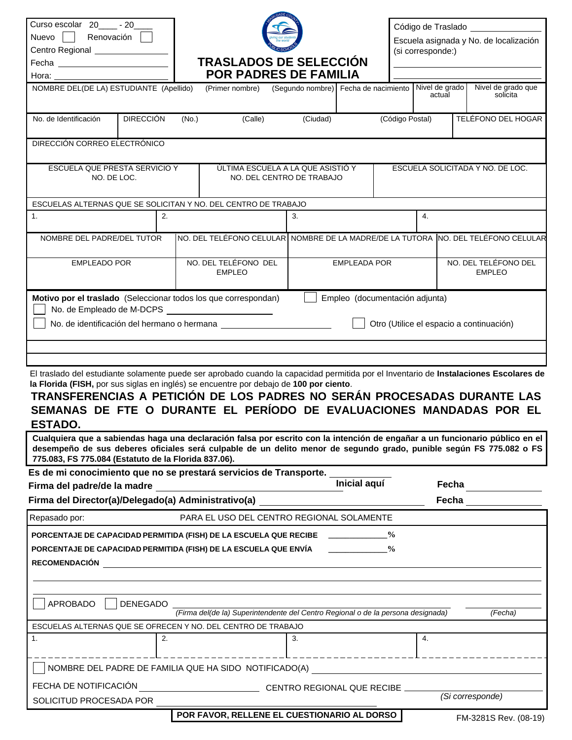Curso escolar 20____ - 20____
Nuevo ☐ Renovación ☐
Centro Regional ________________
Fecha ________________
Hora: ________________

# TRASLADOS DE SELECCIÓN POR PADRES DE FAMILIA

Código de Traslado ____________
Escuela asignada y No. de localización (si corresponde:)
________________________
________________________

| NOMBRE DEL(DE LA) ESTUDIANTE (Apellido) | (Primer nombre) | (Segundo nombre) | Fecha de nacimiento | Nivel de grado actual | Nivel de grado que solicita |
|---|---|---|---|---|---|
| | | | | | |

| No. de Identificación | DIRECCIÓN (No.) | (Calle) | (Ciudad) | (Código Postal) | TELÉFONO DEL HOGAR |
|---|---|---|---|---|---|
| | | | | | |

| DIRECCIÓN CORREO ELECTRÓNICO |
|---|
| |

| ESCUELA QUE PRESTA SERVICIO Y NO. DE LOC. | ÚLTIMA ESCUELA A LA QUE ASISTIÓ Y NO. DEL CENTRO DE TRABAJO | ESCUELA SOLICITADA Y NO. DE LOC. |
|---|---|---|
| | | |

ESCUELAS ALTERNAS QUE SE SOLICITAN Y NO. DEL CENTRO DE TRABAJO

| 1. | 2. | 3. | 4. |
|---|---|---|---|

| NOMBRE DEL PADRE/DEL TUTOR | NO. DEL TELÉFONO CELULAR | NOMBRE DE LA MADRE/DE LA TUTORA | NO. DEL TELÉFONO CELULAR |
|---|---|---|---|
| | | | |
| **EMPLEADO POR** | **NO. DEL TELÉFONO DEL EMPLEO** | **EMPLEADA POR** | **NO. DEL TELÉFONO DEL EMPLEO** |
| | | | |

**Motivo por el traslado** (Seleccionar todos los que correspondan) ☐ Empleo (documentación adjunta)
☐ No. de Empleado de M-DCPS ____________
☐ No. de identificación del hermano o hermana ____________ ☐ Otro (Utilice el espacio a continuación)

________________________________________
________________________________________

El traslado del estudiante solamente puede ser aprobado cuando la capacidad permitida por el Inventario de **Instalaciones Escolares de la Florida (FISH**, por sus siglas en inglés) se encuentre por debajo de **100 por ciento**.

**TRANSFERENCIAS A PETICIÓN DE LOS PADRES NO SERÁN PROCESADAS DURANTE LAS SEMANAS DE FTE O DURANTE EL PERÍODO DE EVALUACIONES MANDADAS POR EL ESTADO.**

**Cualquiera que a sabiendas haga una declaración falsa por escrito con la intención de engañar a un funcionario público en el desempeño de sus deberes oficiales será culpable de un delito menor de segundo grado, punible según FS 775.082 o FS 775.083, FS 775.084 (Estatuto de la Florida 837.06).**

**Es de mi conocimiento que no se prestará servicios de Transporte.** ____________ **Inicial aquí**

**Firma del padre/de la madre** ________________________ **Fecha** ____________

**Firma del Director(a)/Delegado(a) Administrativo(a)** ________________________ **Fecha** ____________

Repasado por: PARA EL USO DEL CENTRO REGIONAL SOLAMENTE

**PORCENTAJE DE CAPACIDAD PERMITIDA (FISH) DE LA ESCUELA QUE RECIBE** ____________**%**

**PORCENTAJE DE CAPACIDAD PERMITIDA (FISH) DE LA ESCUELA QUE ENVÍA** ____________**%**

**RECOMENDACIÓN** ________________________________________
________________________________________
________________________________________

☐ APROBADO ☐ DENEGADO ________________________________ ____________
*(Firma del(de la) Superintendente del Centro Regional o de la persona designada)* *(Fecha)*

ESCUELAS ALTERNAS QUE SE OFRECEN Y NO. DEL CENTRO DE TRABAJO

| 1. | 2. | 3. | 4. |
|---|---|---|---|

☐ NOMBRE DEL PADRE DE FAMILIA QUE HA SIDO NOTIFICADO(A) ________________________

FECHA DE NOTIFICACIÓN ____________ CENTRO REGIONAL QUE RECIBE ____________
*(Si corresponde)*

SOLICITUD PROCESADA POR ________________________

**POR FAVOR, RELLENE EL CUESTIONARIO AL DORSO**

FM-3281S Rev. (08-19)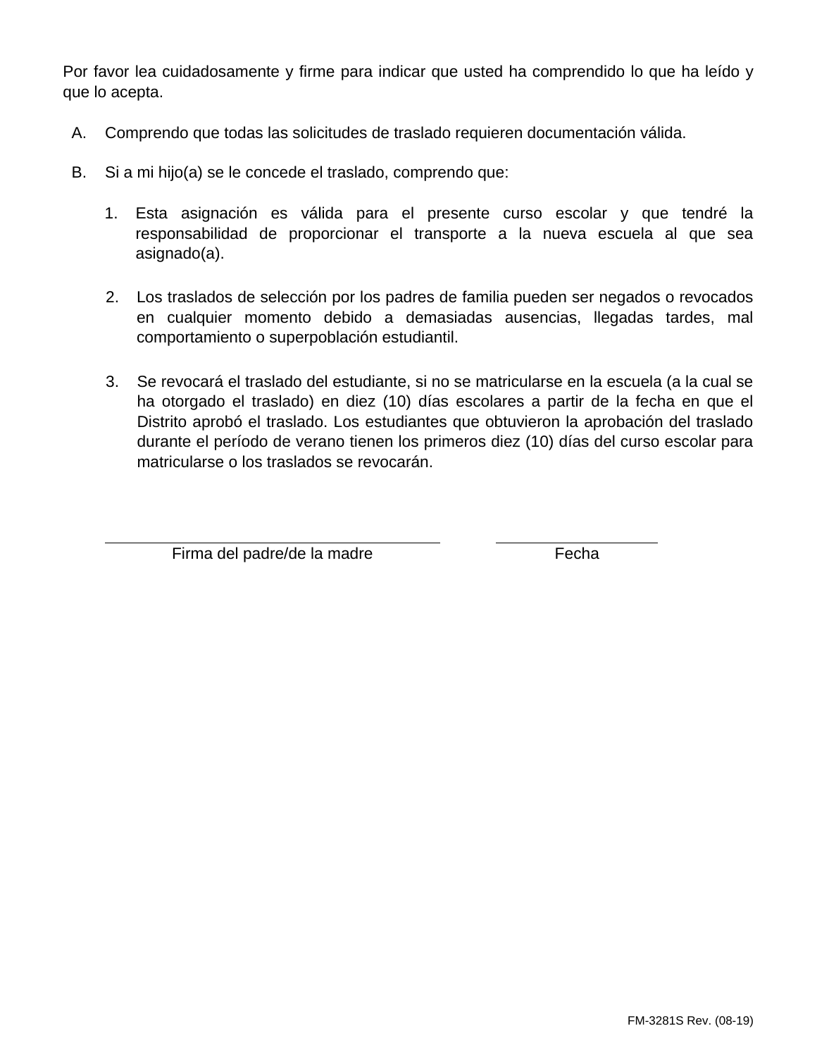Por favor lea cuidadosamente y firme para indicar que usted ha comprendido lo que ha leído y que lo acepta.

A. Comprendo que todas las solicitudes de traslado requieren documentación válida.

B. Si a mi hijo(a) se le concede el traslado, comprendo que:

   1. Esta asignación es válida para el presente curso escolar y que tendré la responsabilidad de proporcionar el transporte a la nueva escuela al que sea asignado(a).

   2. Los traslados de selección por los padres de familia pueden ser negados o revocados en cualquier momento debido a demasiadas ausencias, llegadas tardes, mal comportamiento o superpoblación estudiantil.

   3. Se revocará el traslado del estudiante, si no se matricularse en la escuela (a la cual se ha otorgado el traslado) en diez (10) días escolares a partir de la fecha en que el Distrito aprobó el traslado. Los estudiantes que obtuvieron la aprobación del traslado durante el período de verano tienen los primeros diez (10) días del curso escolar para matricularse o los traslados se revocarán.

\_\_\_\_\_\_\_\_\_\_\_\_\_\_\_\_\_\_\_\_\_\_\_\_\_\_\_\_\_\_\_\_\_\_\_\_\_\_ &nbsp;&nbsp;&nbsp;&nbsp; \_\_\_\_\_\_\_\_\_\_\_\_\_\_\_\_\_\_\_\_

Firma del padre/de la madre &nbsp;&nbsp;&nbsp;&nbsp; Fecha

FM-3281S Rev. (08-19)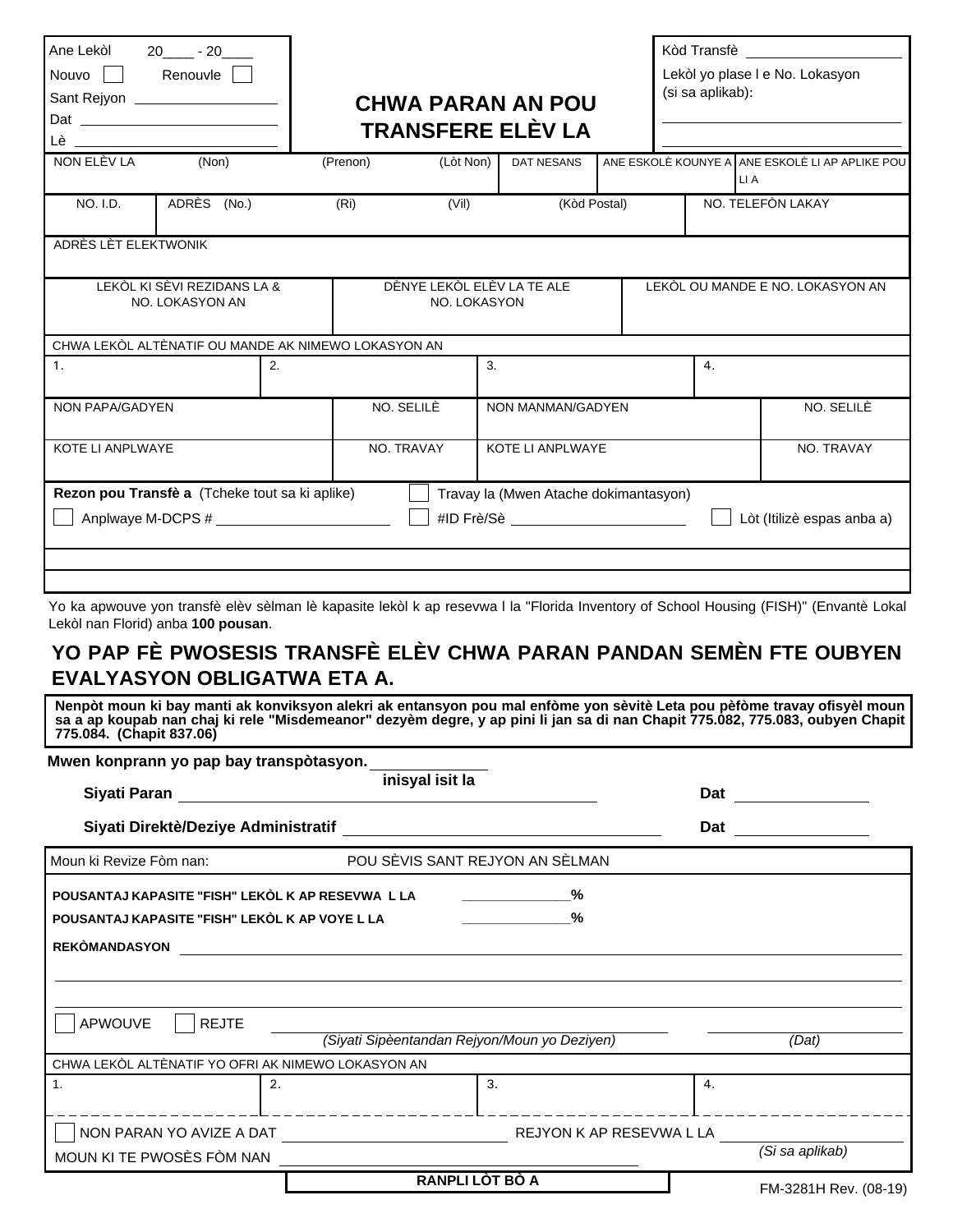Ane Lekòl 20____ - 20____

Nouvo ☐ Renouvle ☐

Sant Rejyon ____________________

Dat ____________________

Lè ____________________

# CHWA PARAN AN POU TRANSFERE ELÈV LA

Kòd Transfè ____________________

Lekòl yo plase l e No. Lokasyon (si sa aplikab):

____________________

____________________

| NON ELÈV LA (Non) | (Prenon) | (Lòt Non) | DAT NESANS | ANE ESKOLÈ KOUNYE A | ANE ESKOLÈ LI AP APLIKE POU LI A |
|---|---|---|---|---|---|
| | | | | | |

| NO. I.D. | ADRÈS (No.) | (Ri) | (Vil) | (Kòd Postal) | NO. TELEFÒN LAKAY |
|---|---|---|---|---|---|
| | | | | | |

ADRÈS LÈT ELEKTWONIK

| LEKÒL KI SÈVI REZIDANS LA & NO. LOKASYON AN | DÈNYE LEKÒL ELÈV LA TE ALE NO. LOKASYON | LEKÒL OU MANDE E NO. LOKASYON AN |
|---|---|---|
| | | |

CHWA LEKÒL ALTÈNATIF OU MANDE AK NIMEWO LOKASYON AN

| 1. | 2. | 3. | 4. |
|---|---|---|---|
| | | | |

| NON PAPA/GADYEN | NO. SELILÈ | NON MANMAN/GADYEN | NO. SELILÈ |
|---|---|---|---|
| KOTE LI ANPLWAYE | NO. TRAVAY | KOTE LI ANPLWAYE | NO. TRAVAY |

**Rezon pou Transfè a** (Tcheke tout sa ki aplike) ☐ Travay la (Mwen Atache dokimantasyon)

☐ Anplwaye M-DCPS # ____________ ☐ #ID Frè/Sè ____________ ☐ Lòt (Itilizè espas anba a)

Yo ka apwouve yon transfè elèv sèlman lè kapasite lekòl k ap resevwa l la "Florida Inventory of School Housing (FISH)" (Envantè Lokal Lekòl nan Florid) anba **100 pousan**.

## YO PAP FÈ PWOSESIS TRANSFÈ ELÈV CHWA PARAN PANDAN SEMÈN FTE OUBYEN EVALYASYON OBLIGATWA ETA A.

**Nenpòt moun ki bay manti ak konviksyon alekri ak entansyon pou mal enfòme yon sèvitè Leta pou pèfòme travay ofisyèl moun sa a ap koupab nan chaj ki rele "Misdemeanor" dezyèm degre, y ap pini li jan sa di nan Chapit 775.082, 775.083, oubyen Chapit 775.084. (Chapit 837.06)**

**Mwen konprann yo pap bay transpòtasyon.** ____________ **inisyal isit la**

**Siyati Paran** ______________________________ **Dat** ____________

**Siyati Direktè/Deziye Administratif** ______________________________ **Dat** ____________

Moun ki Revize Fòm nan: POU SÈVIS SANT REJYON AN SÈLMAN

**POUSANTAJ KAPASITE "FISH" LEKÒL K AP RESEVWA L LA** ____________%

**POUSANTAJ KAPASITE "FISH" LEKÒL K AP VOYE L LA** ____________%

**REKÒMANDASYON** ______________________________

☐ APWOUVE ☐ REJTE ______________________________ ____________

*(Siyati Sipèentandan Rejyon/Moun yo Deziyen)* *(Dat)*

CHWA LEKÒL ALTÈNATIF YO OFRI AK NIMEWO LOKASYON AN

| 1. | 2. | 3. | 4. |
|---|---|---|---|
| | | | |

☐ NON PARAN YO AVIZE A DAT ____________ REJYON K AP RESEVWA L LA ____________ *(Si sa aplikab)*

MOUN KI TE PWOSÈS FÒM NAN ______________________________

**RANPLI LÒT BÒ A**

FM-3281H Rev. (08-19)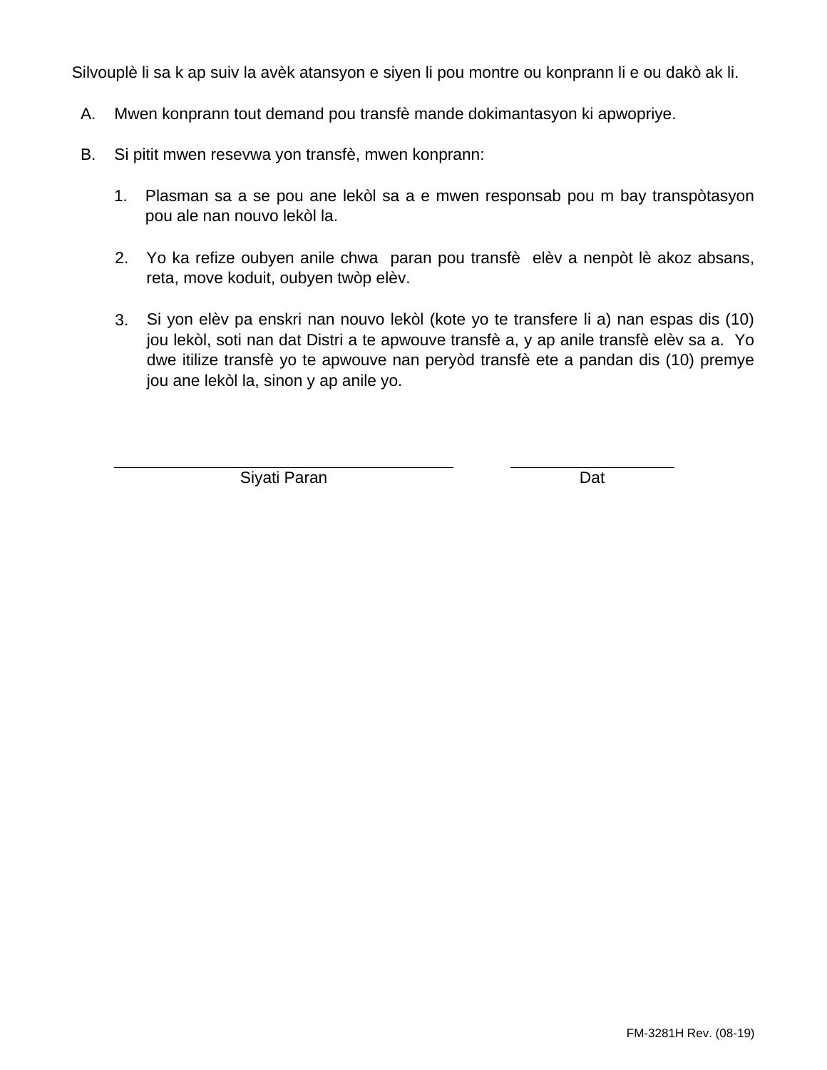Silvouplè li sa k ap suiv la avèk atansyon e siyen li pou montre ou konprann li e ou dakò ak li.

A. Mwen konprann tout demand pou transfè mande dokimantasyon ki apwopriye.

B. Si pitit mwen resevwa yon transfè, mwen konprann:

1. Plasman sa a se pou ane lekòl sa a e mwen responsab pou m bay transpòtasyon pou ale nan nouvo lekòl la.

2. Yo ka refize oubyen anile chwa paran pou transfè elèv a nenpòt lè akoz absans, reta, move koduit, oubyen twòp elèv.

3. Si yon elèv pa enskri nan nouvo lekòl (kote yo te transfere li a) nan espas dis (10) jou lekòl, soti nan dat Distri a te apwouve transfè a, y ap anile transfè elèv sa a. Yo dwe itilize transfè yo te apwouve nan peryòd transfè ete a pandan dis (10) premye jou ane lekòl la, sinon y ap anile yo.

\_\_\_\_\_\_\_\_\_\_\_\_\_\_\_\_\_\_\_\_\_\_\_\_\_\_\_\_\_\_\_\_ \_\_\_\_\_\_\_\_\_\_\_\_\_\_\_\_

Siyati Paran Dat

FM-3281H Rev. (08-19)